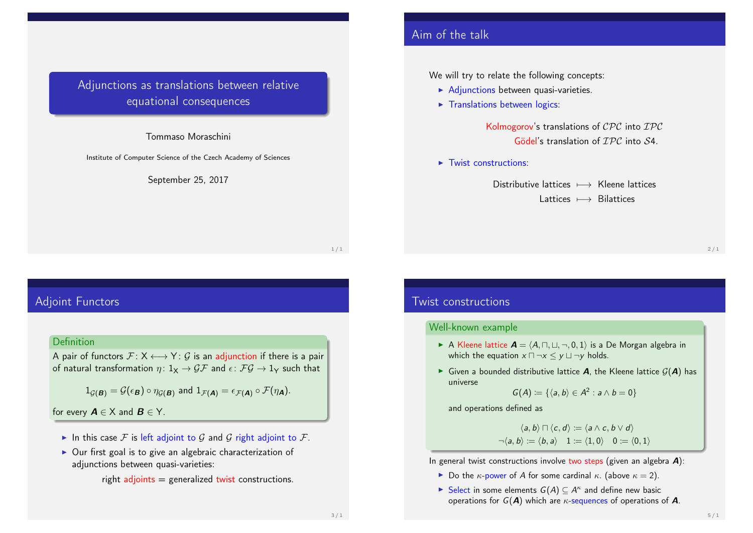# Adjunctions as translations between relative equational consequences

Tommaso Moraschini

Institute of Computer Science of the Czech Academy of Sciences

September 25, 2017

## Aim of the talk

We will try to relate the following concepts:

- Adjunctions between quasi-varieties.
- Translations between logics:

  Kolmogorov's translations of $\mathcal{CPC}$ into $\mathcal{IPC}$

  Gödel's translation of $\mathcal{IPC}$ into $\mathcal{S}4$.

- Twist constructions:

  Distributive lattices $\longmapsto$ Kleene lattices

  Lattices $\longmapsto$ Bilattices

## Adjoint Functors

**Definition**

A pair of functors $\mathcal{F} \colon \mathsf{X} \longleftrightarrow \mathsf{Y} \colon \mathcal{G}$ is an adjunction if there is a pair of natural transformation $\eta \colon 1_{\mathsf{X}} \to \mathcal{GF}$ and $\epsilon \colon \mathcal{FG} \to 1_{\mathsf{Y}}$ such that

$$1_{\mathcal{G}(\boldsymbol{B})} = \mathcal{G}(\epsilon_{\boldsymbol{B}}) \circ \eta_{\mathcal{G}(\boldsymbol{B})} \text{ and } 1_{\mathcal{F}(\boldsymbol{A})} = \epsilon_{\mathcal{F}(\boldsymbol{A})} \circ \mathcal{F}(\eta_{\boldsymbol{A}}).$$

for every $\boldsymbol{A} \in \mathsf{X}$ and $\boldsymbol{B} \in \mathsf{Y}$.

- In this case $\mathcal{F}$ is left adjoint to $\mathcal{G}$ and $\mathcal{G}$ right adjoint to $\mathcal{F}$.
- Our first goal is to give an algebraic characterization of adjunctions between quasi-varieties:

  right adjoints = generalized twist constructions.

## Twist constructions

**Well-known example**

- A Kleene lattice $\boldsymbol{A} = \langle A, \sqcap, \sqcup, \neg, 0, 1 \rangle$ is a De Morgan algebra in which the equation $x \sqcap \neg x \leq y \sqcup \neg y$ holds.
- Given a bounded distributive lattice $\boldsymbol{A}$, the Kleene lattice $\mathcal{G}(\boldsymbol{A})$ has universe

$$G(A) := \{\langle a, b \rangle \in A^2 : a \wedge b = 0\}$$

  and operations defined as

$$\langle a, b \rangle \sqcap \langle c, d \rangle := \langle a \wedge c, b \vee d \rangle$$
$$\neg \langle a, b \rangle := \langle b, a \rangle \quad 1 := \langle 1, 0 \rangle \quad 0 := \langle 0, 1 \rangle$$

In general twist constructions involve two steps (given an algebra $\boldsymbol{A}$):

- Do the $\kappa$-power of $A$ for some cardinal $\kappa$. (above $\kappa = 2$).
- Select in some elements $G(A) \subseteq A^{\kappa}$ and define new basic operations for $G(\boldsymbol{A})$ which are $\kappa$-sequences of operations of $\boldsymbol{A}$.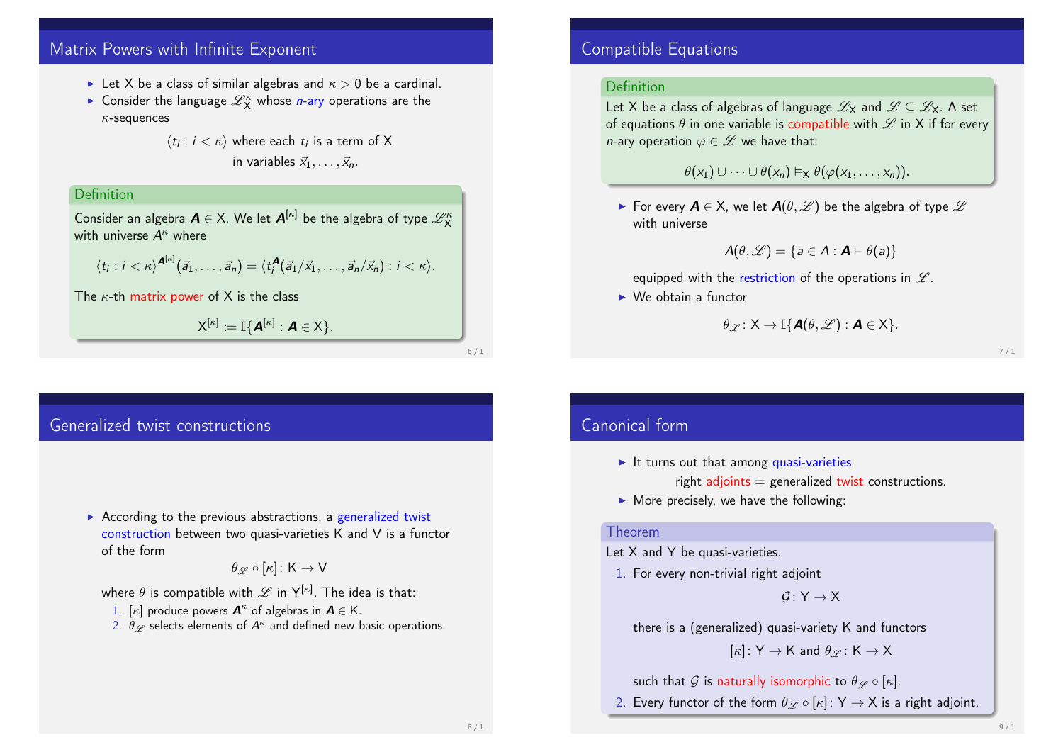## Matrix Powers with Infinite Exponent

- Let $\mathsf{X}$ be a class of similar algebras and $\kappa > 0$ be a cardinal.
- Consider the language $\mathscr{L}^{\kappa}_{\mathsf{X}}$ whose *n*-ary operations are the $\kappa$-sequences

$$\langle t_i : i < \kappa \rangle \text{ where each } t_i \text{ is a term of } \mathsf{X} \text{ in variables } \vec{x}_1, \dots, \vec{x}_n.$$

**Definition**

Consider an algebra $\boldsymbol{A} \in \mathsf{X}$. We let $\boldsymbol{A}^{[\kappa]}$ be the algebra of type $\mathscr{L}^{\kappa}_{\mathsf{X}}$ with universe $A^{\kappa}$ where

$$\langle t_i : i < \kappa \rangle^{\boldsymbol{A}^{[\kappa]}}(\vec{a}_1, \dots, \vec{a}_n) = \langle t_i^{\boldsymbol{A}}(\vec{a}_1/\vec{x}_1, \dots, \vec{a}_n/\vec{x}_n) : i < \kappa \rangle.$$

The $\kappa$-th matrix power of $\mathsf{X}$ is the class

$$\mathsf{X}^{[\kappa]} := \mathbb{I}\{\boldsymbol{A}^{[\kappa]} : \boldsymbol{A} \in \mathsf{X}\}.$$

## Compatible Equations

**Definition**

Let $\mathsf{X}$ be a class of algebras of language $\mathscr{L}_{\mathsf{X}}$ and $\mathscr{L} \subseteq \mathscr{L}_{\mathsf{X}}$. A set of equations $\theta$ in one variable is compatible with $\mathscr{L}$ in $\mathsf{X}$ if for every *n*-ary operation $\varphi \in \mathscr{L}$ we have that:

$$\theta(x_1) \cup \dots \cup \theta(x_n) \vDash_{\mathsf{X}} \theta(\varphi(x_1, \dots, x_n)).$$

- For every $\boldsymbol{A} \in \mathsf{X}$, we let $\boldsymbol{A}(\theta, \mathscr{L})$ be the algebra of type $\mathscr{L}$ with universe

$$A(\theta, \mathscr{L}) = \{a \in A : \boldsymbol{A} \vDash \theta(a)\}$$

equipped with the restriction of the operations in $\mathscr{L}$.

- We obtain a functor

$$\theta_{\mathscr{L}} : \mathsf{X} \to \mathbb{I}\{\boldsymbol{A}(\theta, \mathscr{L}) : \boldsymbol{A} \in \mathsf{X}\}.$$

## Generalized twist constructions

- According to the previous abstractions, a generalized twist construction between two quasi-varieties $\mathsf{K}$ and $\mathsf{V}$ is a functor of the form

$$\theta_{\mathscr{L}} \circ [\kappa] : \mathsf{K} \to \mathsf{V}$$

where $\theta$ is compatible with $\mathscr{L}$ in $\mathsf{Y}^{[\kappa]}$. The idea is that:

1. $[\kappa]$ produce powers $\boldsymbol{A}^{\kappa}$ of algebras in $\boldsymbol{A} \in \mathsf{K}$.
2. $\theta_{\mathscr{L}}$ selects elements of $A^{\kappa}$ and defined new basic operations.

## Canonical form

- It turns out that among quasi-varieties

  right adjoints = generalized twist constructions.

- More precisely, we have the following:

**Theorem**

Let $\mathsf{X}$ and $\mathsf{Y}$ be quasi-varieties.

1. For every non-trivial right adjoint

$$\mathcal{G} : \mathsf{Y} \to \mathsf{X}$$

there is a (generalized) quasi-variety $\mathsf{K}$ and functors

$$[\kappa] : \mathsf{Y} \to \mathsf{K} \text{ and } \theta_{\mathscr{L}} : \mathsf{K} \to \mathsf{X}$$

such that $\mathcal{G}$ is naturally isomorphic to $\theta_{\mathscr{L}} \circ [\kappa]$.

2. Every functor of the form $\theta_{\mathscr{L}} \circ [\kappa] : \mathsf{Y} \to \mathsf{X}$ is a right adjoint.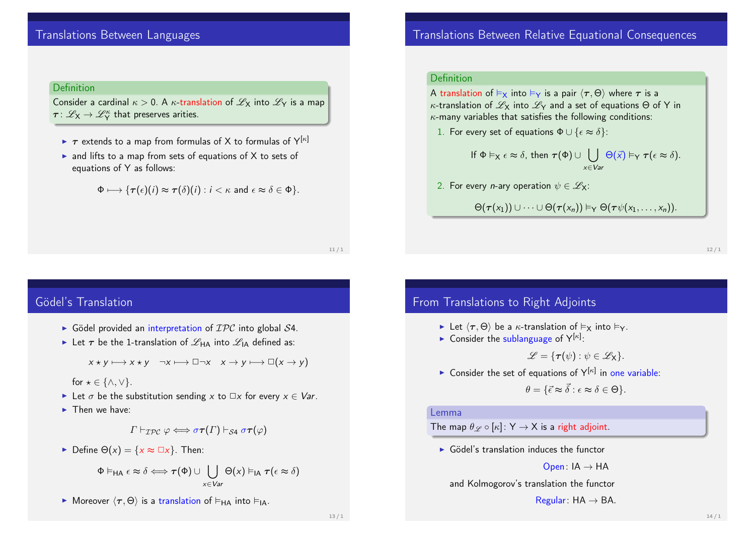## Translations Between Languages

**Definition**

Consider a cardinal $\kappa > 0$. A $\kappa$-translation of $\mathscr{L}_\mathsf{X}$ into $\mathscr{L}_\mathsf{Y}$ is a map $\boldsymbol{\tau} \colon \mathscr{L}_\mathsf{X} \to \mathscr{L}_\mathsf{Y}^\kappa$ that preserves arities.

- $\boldsymbol{\tau}$ extends to a map from formulas of X to formulas of $\mathsf{Y}^{[\kappa]}$
- and lifts to a map from sets of equations of X to sets of equations of Y as follows:

$$\Phi \longmapsto \{\boldsymbol{\tau}(\epsilon)(i) \approx \boldsymbol{\tau}(\delta)(i) : i < \kappa \text{ and } \epsilon \approx \delta \in \Phi\}.$$

## Translations Between Relative Equational Consequences

**Definition**

A translation of $\vDash_\mathsf{X}$ into $\vDash_\mathsf{Y}$ is a pair $\langle \boldsymbol{\tau}, \Theta \rangle$ where $\boldsymbol{\tau}$ is a $\kappa$-translation of $\mathscr{L}_\mathsf{X}$ into $\mathscr{L}_\mathsf{Y}$ and a set of equations $\Theta$ of Y in $\kappa$-many variables that satisfies the following conditions:

1. For every set of equations $\Phi \cup \{\epsilon \approx \delta\}$:
$$\text{If } \Phi \vDash_\mathsf{X} \epsilon \approx \delta, \text{ then } \boldsymbol{\tau}(\Phi) \cup \bigcup_{x \in Var} \Theta(\vec{x}) \vDash_\mathsf{Y} \boldsymbol{\tau}(\epsilon \approx \delta).$$
2. For every $n$-ary operation $\psi \in \mathscr{L}_\mathsf{X}$:
$$\Theta(\boldsymbol{\tau}(x_1)) \cup \dots \cup \Theta(\boldsymbol{\tau}(x_n)) \vDash_\mathsf{Y} \Theta(\boldsymbol{\tau}\psi(x_1, \dots, x_n)).$$

## Gödel's Translation

- Gödel provided an interpretation of $\mathcal{IPC}$ into global $\mathcal{S}4$.
- Let $\boldsymbol{\tau}$ be the 1-translation of $\mathscr{L}_{\mathsf{HA}}$ into $\mathscr{L}_{\mathsf{IA}}$ defined as:
$$x \star y \longmapsto x \star y \quad \neg x \longmapsto \Box\neg x \quad x \to y \longmapsto \Box(x \to y)$$
for $\star \in \{\wedge, \vee\}$.
- Let $\sigma$ be the substitution sending $x$ to $\Box x$ for every $x \in Var$.
- Then we have:
$$\Gamma \vdash_{\mathcal{IPC}} \varphi \iff \sigma\boldsymbol{\tau}(\Gamma) \vdash_{\mathcal{S}4} \sigma\boldsymbol{\tau}(\varphi)$$
- Define $\Theta(x) = \{x \approx \Box x\}$. Then:
$$\Phi \vDash_{\mathsf{HA}} \epsilon \approx \delta \iff \boldsymbol{\tau}(\Phi) \cup \bigcup_{x \in Var} \Theta(x) \vDash_{\mathsf{IA}} \boldsymbol{\tau}(\epsilon \approx \delta)$$
- Moreover $\langle \boldsymbol{\tau}, \Theta \rangle$ is a translation of $\vDash_{\mathsf{HA}}$ into $\vDash_{\mathsf{IA}}$.

## From Translations to Right Adjoints

- Let $\langle \boldsymbol{\tau}, \Theta \rangle$ be a $\kappa$-translation of $\vDash_\mathsf{X}$ into $\vDash_\mathsf{Y}$.
- Consider the sublanguage of $\mathsf{Y}^{[\kappa]}$:
$$\mathscr{L} = \{\boldsymbol{\tau}(\psi) : \psi \in \mathscr{L}_\mathsf{X}\}.$$
- Consider the set of equations of $\mathsf{Y}^{[\kappa]}$ in one variable:
$$\theta = \{\vec{\epsilon} \approx \vec{\delta} : \epsilon \approx \delta \in \Theta\}.$$

**Lemma**

The map $\theta_{\mathscr{L}} \circ [\kappa] \colon \mathsf{Y} \to \mathsf{X}$ is a right adjoint.

- Gödel's translation induces the functor
$$\text{Open} \colon \mathsf{IA} \to \mathsf{HA}$$
and Kolmogorov's translation the functor
$$\text{Regular} \colon \mathsf{HA} \to \mathsf{BA}.$$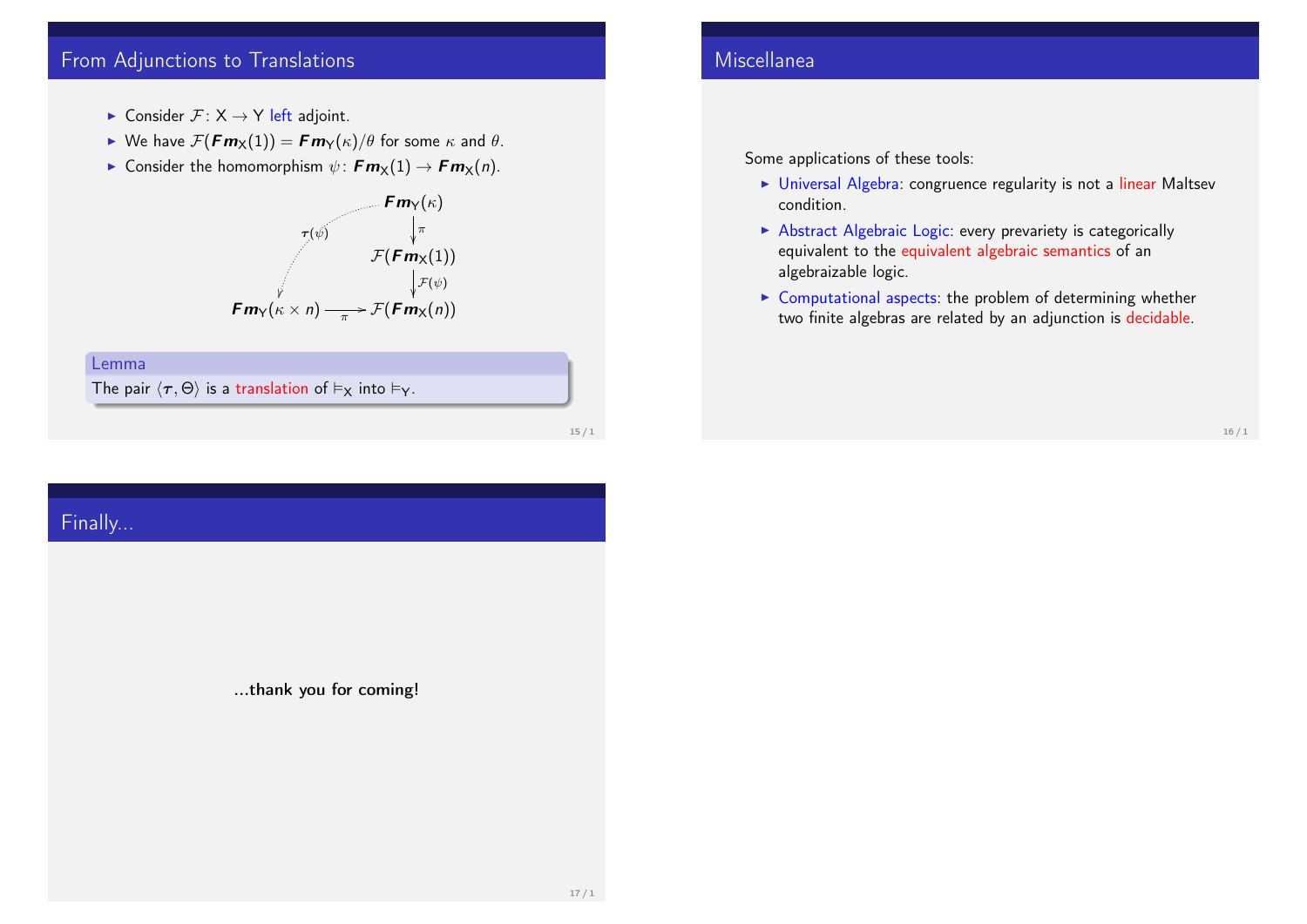## From Adjunctions to Translations

- Consider $\mathcal{F}\colon \mathsf{X} \to \mathsf{Y}$ left adjoint.
- We have $\mathcal{F}(\boldsymbol{Fm}_{\mathsf{X}}(1)) = \boldsymbol{Fm}_{\mathsf{Y}}(\kappa)/\theta$ for some $\kappa$ and $\theta$.
- Consider the homomorphism $\psi\colon \boldsymbol{Fm}_{\mathsf{X}}(1) \to \boldsymbol{Fm}_{\mathsf{X}}(n)$.

$$
\begin{array}{ccc}
 & & \boldsymbol{Fm}_{\mathsf{Y}}(\kappa) \\
 & \swarrow^{\boldsymbol{\tau}(\psi)} & \downarrow \pi \\
 & & \mathcal{F}(\boldsymbol{Fm}_{\mathsf{X}}(1)) \\
 & & \downarrow \mathcal{F}(\psi) \\
\boldsymbol{Fm}_{\mathsf{Y}}(\kappa \times n) & \xrightarrow[\pi]{} & \mathcal{F}(\boldsymbol{Fm}_{\mathsf{X}}(n))
\end{array}
$$

**Lemma**

The pair $\langle \boldsymbol{\tau}, \Theta \rangle$ is a translation of $\vDash_{\mathsf{X}}$ into $\vDash_{\mathsf{Y}}$.

## Miscellanea

Some applications of these tools:

- Universal Algebra: congruence regularity is not a linear Maltsev condition.
- Abstract Algebraic Logic: every prevariety is categorically equivalent to the equivalent algebraic semantics of an algebraizable logic.
- Computational aspects: the problem of determining whether two finite algebras are related by an adjunction is decidable.

## Finally...

**...thank you for coming!**